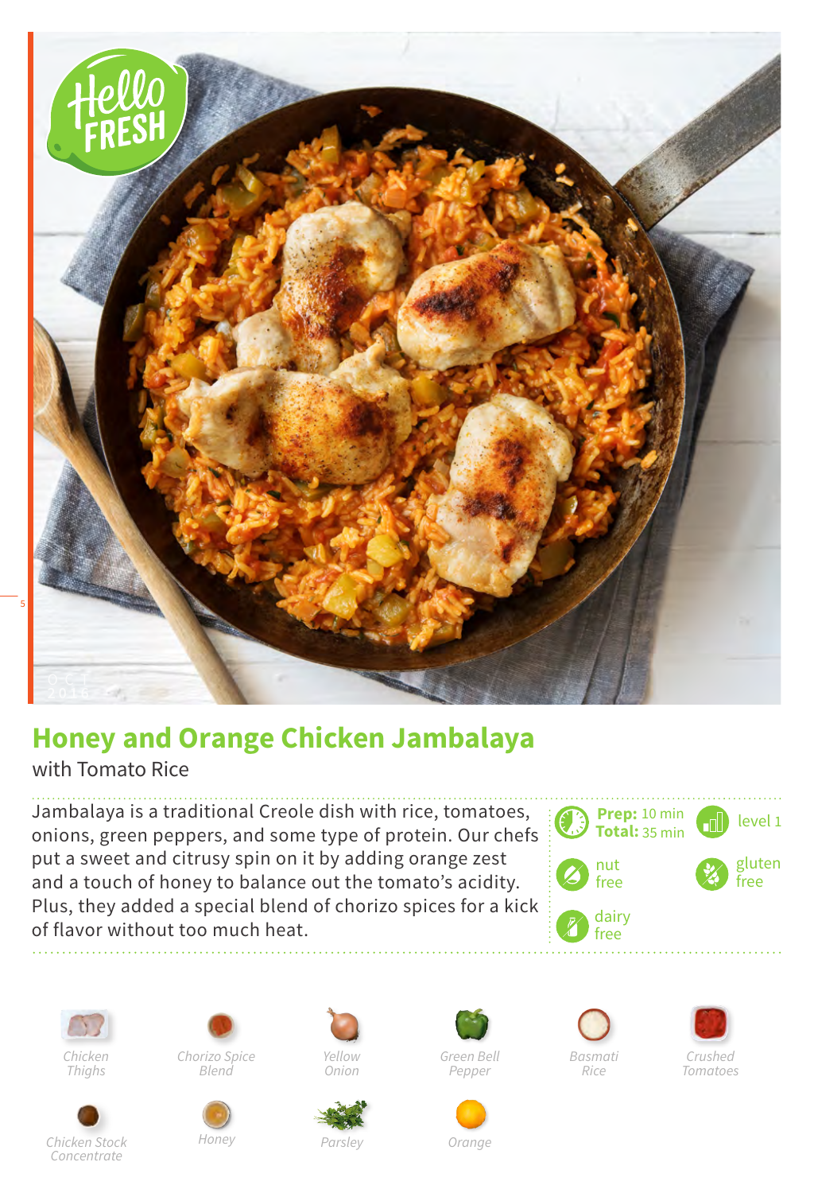# Honey and Orange Chicken Jambalaya

with Tomato Rice

Jambalaya is a traditional Creole dish with rice, tomatoes, onions, green peppers, and some type of protein. Our chefs put a sweet and citrusy spin on it by adding orange zest and a touch of honey to balance out the tomato's acidity. Plus, they added a special blend of chorizo spices for a kick of flavor without too much heat.

**Prep:** 10 min
**Total:** 35 min

level 1

nut free

gluten free

dairy free

Chicken Thighs

Chorizo Spice Blend

Yellow Onion

Green Bell Pepper

Basmati Rice

Crushed Tomatoes

Chicken Stock Concentrate

Honey

Parsley

Orange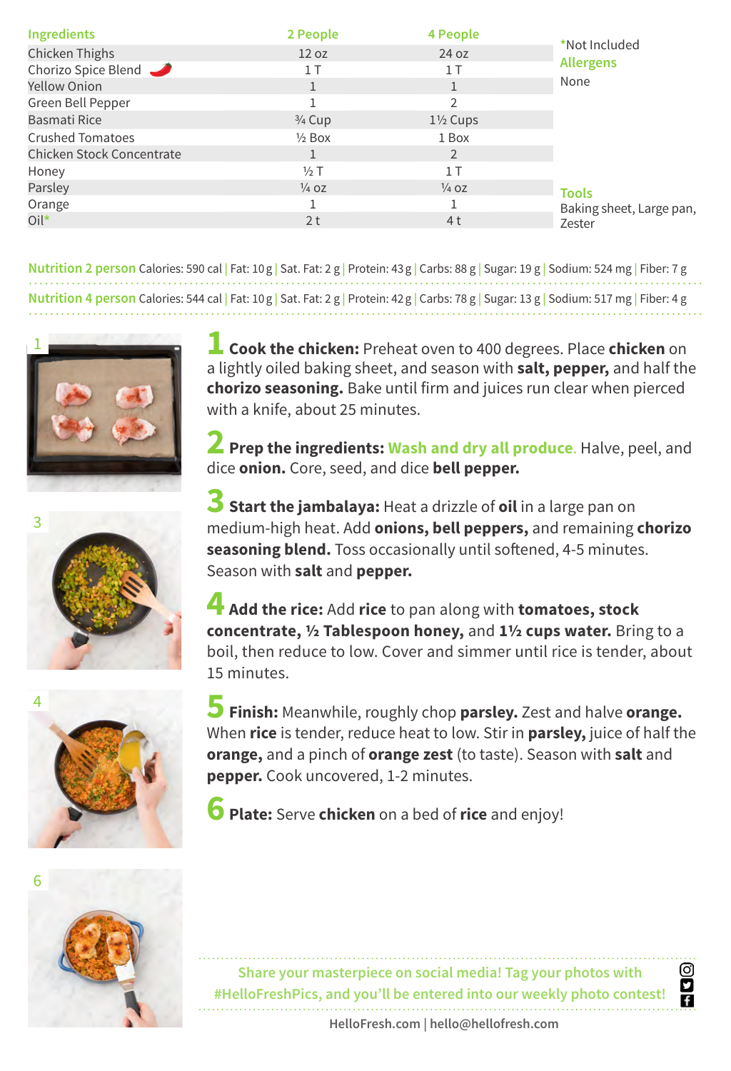| Ingredients | 2 People | 4 People |
|---|---|---|
| Chicken Thighs | 12 oz | 24 oz |
| Chorizo Spice Blend | 1 T | 1 T |
| Yellow Onion | 1 | 1 |
| Green Bell Pepper | 1 | 2 |
| Basmati Rice | ¾ Cup | 1½ Cups |
| Crushed Tomatoes | ½ Box | 1 Box |
| Chicken Stock Concentrate | 1 | 2 |
| Honey | ½ T | 1 T |
| Parsley | ¼ oz | ¼ oz |
| Orange | 1 | 1 |
| Oil* | 2 t | 4 t |

*Not Included

**Allergens**

None

**Tools**

Baking sheet, Large pan, Zester

**Nutrition 2 person** Calories: 590 cal | Fat: 10 g | Sat. Fat: 2 g | Protein: 43 g | Carbs: 88 g | Sugar: 19 g | Sodium: 524 mg | Fiber: 7 g

**Nutrition 4 person** Calories: 544 cal | Fat: 10 g | Sat. Fat: 2 g | Protein: 42 g | Carbs: 78 g | Sugar: 13 g | Sodium: 517 mg | Fiber: 4 g

1

3

4

6

**1 Cook the chicken:** Preheat oven to 400 degrees. Place **chicken** on a lightly oiled baking sheet, and season with **salt, pepper,** and half the **chorizo seasoning.** Bake until firm and juices run clear when pierced with a knife, about 25 minutes.

**2 Prep the ingredients:** Wash and dry all produce. Halve, peel, and dice **onion.** Core, seed, and dice **bell pepper.**

**3 Start the jambalaya:** Heat a drizzle of **oil** in a large pan on medium-high heat. Add **onions, bell peppers,** and remaining **chorizo seasoning blend.** Toss occasionally until softened, 4-5 minutes. Season with **salt** and **pepper.**

**4 Add the rice:** Add **rice** to pan along with **tomatoes, stock concentrate, ½ Tablespoon honey,** and **1½ cups water.** Bring to a boil, then reduce to low. Cover and simmer until rice is tender, about 15 minutes.

**5 Finish:** Meanwhile, roughly chop **parsley.** Zest and halve **orange.** When **rice** is tender, reduce heat to low. Stir in **parsley,** juice of half the **orange,** and a pinch of **orange zest** (to taste). Season with **salt** and **pepper.** Cook uncovered, 1-2 minutes.

**6 Plate:** Serve **chicken** on a bed of **rice** and enjoy!

Share your masterpiece on social media! Tag your photos with #HelloFreshPics, and you'll be entered into our weekly photo contest!

HelloFresh.com | hello@hellofresh.com